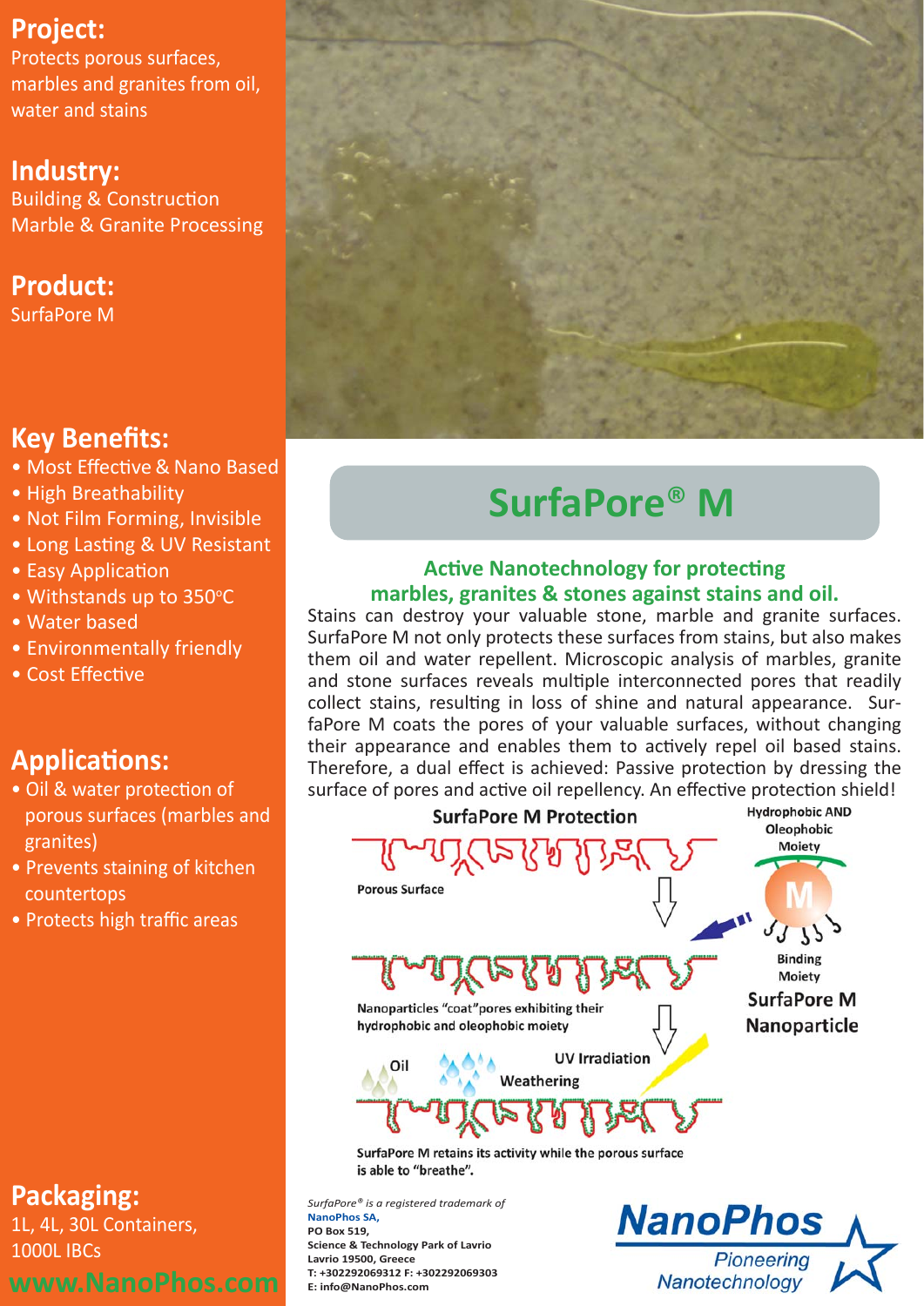## Project:

Protects porous surfaces, marbles and granites from oil, water and stains

## Industry:

Building & Construction
Marble & Granite Processing

## Product:

SurfaPore M

## Key Benefits:

- Most Effective & Nano Based
- High Breathability
- Not Film Forming, Invisible
- Long Lasting & UV Resistant
- Easy Application
- Withstands up to 350°C
- Water based
- Environmentally friendly
- Cost Effective

## Applications:

- Oil & water protection of porous surfaces (marbles and granites)
- Prevents staining of kitchen countertops
- Protects high traffic areas

## Packaging:

1L, 4L, 30L Containers, 1000L IBCs

**www.NanoPhos.com**

# SurfaPore® M

### Active Nanotechnology for protecting marbles, granites & stones against stains and oil.

Stains can destroy your valuable stone, marble and granite surfaces. SurfaPore M not only protects these surfaces from stains, but also makes them oil and water repellent. Microscopic analysis of marbles, granite and stone surfaces reveals multiple interconnected pores that readily collect stains, resulting in loss of shine and natural appearance. SurfaPore M coats the pores of your valuable surfaces, without changing their appearance and enables them to actively repel oil based stains. Therefore, a dual effect is achieved: Passive protection by dressing the surface of pores and active oil repellency. An effective protection shield!

**SurfaPore M Protection**

Porous Surface

Hydrophobic AND Oleophobic Moiety

Binding Moiety

**SurfaPore M Nanoparticle**

Nanoparticles "coat" pores exhibiting their hydrophobic and oleophobic moiety

Oil

UV Irradiation

Weathering

SurfaPore M retains its activity while the porous surface is able to "breathe".

*SurfaPore® is a registered trademark of*
**NanoPhos SA,**
**PO Box 519,**
**Science & Technology Park of Lavrio**
**Lavrio 19500, Greece**
**T: +302292069312 F: +302292069303**
**E: info@NanoPhos.com**

**NanoPhos**
*Pioneering Nanotechnology*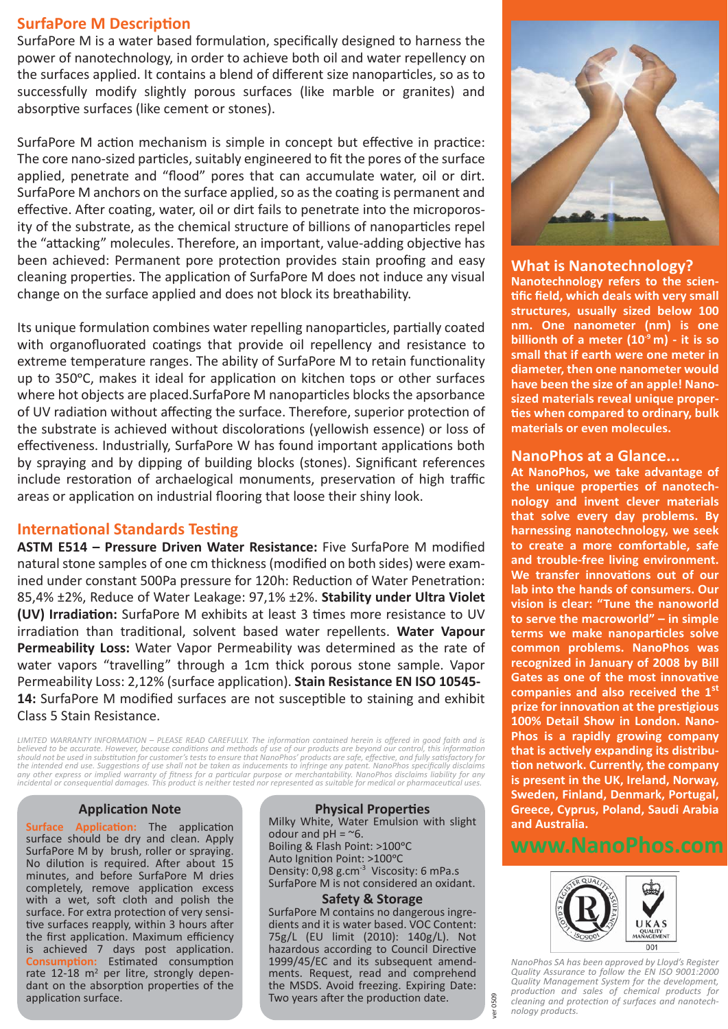## SurfaPore M Description

SurfaPore M is a water based formulation, specifically designed to harness the power of nanotechnology, in order to achieve both oil and water repellency on the surfaces applied. It contains a blend of different size nanoparticles, so as to successfully modify slightly porous surfaces (like marble or granites) and absorptive surfaces (like cement or stones).

SurfaPore M action mechanism is simple in concept but effective in practice: The core nano-sized particles, suitably engineered to fit the pores of the surface applied, penetrate and "flood" pores that can accumulate water, oil or dirt. SurfaPore M anchors on the surface applied, so as the coating is permanent and effective. After coating, water, oil or dirt fails to penetrate into the microporosity of the substrate, as the chemical structure of billions of nanoparticles repel the "attacking" molecules. Therefore, an important, value-adding objective has been achieved: Permanent pore protection provides stain proofing and easy cleaning properties. The application of SurfaPore M does not induce any visual change on the surface applied and does not block its breathability.

Its unique formulation combines water repelling nanoparticles, partially coated with organofluorated coatings that provide oil repellency and resistance to extreme temperature ranges. The ability of SurfaPore M to retain functionality up to 350°C, makes it ideal for application on kitchen tops or other surfaces where hot objects are placed.SurfaPore M nanoparticles blocks the apsorbance of UV radiation without affecting the surface. Therefore, superior protection of the substrate is achieved without discolorations (yellowish essence) or loss of effectiveness. Industrially, SurfaPore W has found important applications both by spraying and by dipping of building blocks (stones). Significant references include restoration of archaelogical monuments, preservation of high traffic areas or application on industrial flooring that loose their shiny look.

## International Standards Testing

**ASTM E514 – Pressure Driven Water Resistance:** Five SurfaPore M modified natural stone samples of one cm thickness (modified on both sides) were examined under constant 500Pa pressure for 120h: Reduction of Water Penetration: 85,4% ±2%, Reduce of Water Leakage: 97,1% ±2%. **Stability under Ultra Violet (UV) Irradiation:** SurfaPore M exhibits at least 3 times more resistance to UV irradiation than traditional, solvent based water repellents. **Water Vapour Permeability Loss:** Water Vapor Permeability was determined as the rate of water vapors "travelling" through a 1cm thick porous stone sample. Vapor Permeability Loss: 2,12% (surface application). **Stain Resistance EN ISO 10545-14:** SurfaPore M modified surfaces are not susceptible to staining and exhibit Class 5 Stain Resistance.

*LIMITED WARRANTY INFORMATION – PLEASE READ CAREFULLY. The information contained herein is offered in good faith and is believed to be accurate. However, because conditions and methods of use of our products are beyond our control, this information should not be used in substitution for customer's tests to ensure that NanoPhos' products are safe, effective, and fully satisfactory for the intended end use. Suggestions of use shall not be taken as inducements to infringe any patent. NanoPhos specifically disclaims any other express or implied warranty of fitness for a particular purpose or merchantability. NanoPhos disclaims liability for any incidental or consequential damages. This product is neither tested nor represented as suitable for medical or pharmaceutical uses.*

### Application Note

**Surface Application:** The application surface should be dry and clean. Apply SurfaPore M by brush, roller or spraying. No dilution is required. After about 15 minutes, and before SurfaPore M dries completely, remove application excess with a wet, soft cloth and polish the surface. For extra protection of very sensitive surfaces reapply, within 3 hours after the first application. Maximum efficiency is achieved 7 days post application. **Consumption:** Estimated consumption rate 12-18 $m^2$ per litre, strongly dependant on the absorption properties of the application surface.

### Physical Properties

Milky White, Water Emulsion with slight odour and pH = ~6.
Boiling & Flash Point: >100°C
Auto Ignition Point: >100°C
Density: 0,98 $g.cm^{-3}$ Viscosity: 6 mPa.s
SurfaPore M is not considered an oxidant.

### Safety & Storage

SurfaPore M contains no dangerous ingredients and it is water based. VOC Content: 75g/L (EU limit (2010): 140g/L). Not hazardous according to Council Directive 1999/45/EC and its subsequent amendments. Request, read and comprehend the MSDS. Avoid freezing. Expiring Date: Two years after the production date.

ver 0509

## What is Nanotechnology?

**Nanotechnology refers to the scientific field, which deals with very small structures, usually sized below 100 nm. One nanometer (nm) is one billionth of a meter ($10^{-9}$ m) - it is so small that if earth were one meter in diameter, then one nanometer would have been the size of an apple! Nano-sized materials reveal unique properties when compared to ordinary, bulk materials or even molecules.**

## NanoPhos at a Glance...

**At NanoPhos, we take advantage of the unique properties of nanotechnology and invent clever materials that solve every day problems. By harnessing nanotechnology, we seek to create a more comfortable, safe and trouble-free living environment. We transfer innovations out of our lab into the hands of consumers. Our vision is clear: "Tune the nanoworld to serve the macroworld" – in simple terms we make nanoparticles solve common problems. NanoPhos was recognized in January of 2008 by Bill Gates as one of the most innovative companies and also received the 1st prize for innovation at the prestigious 100% Detail Show in London. NanoPhos is a rapidly growing company that is actively expanding its distribution network. Currently, the company is present in the UK, Ireland, Norway, Sweden, Finland, Denmark, Portugal, Greece, Cyprus, Poland, Saudi Arabia and Australia.**

**www.NanoPhos.com**

*NanoPhos SA has been approved by Lloyd's Register Quality Assurance to follow the EN ISO 9001:2000 Quality Management System for the development, production and sales of chemical products for cleaning and protection of surfaces and nanotechnology products.*